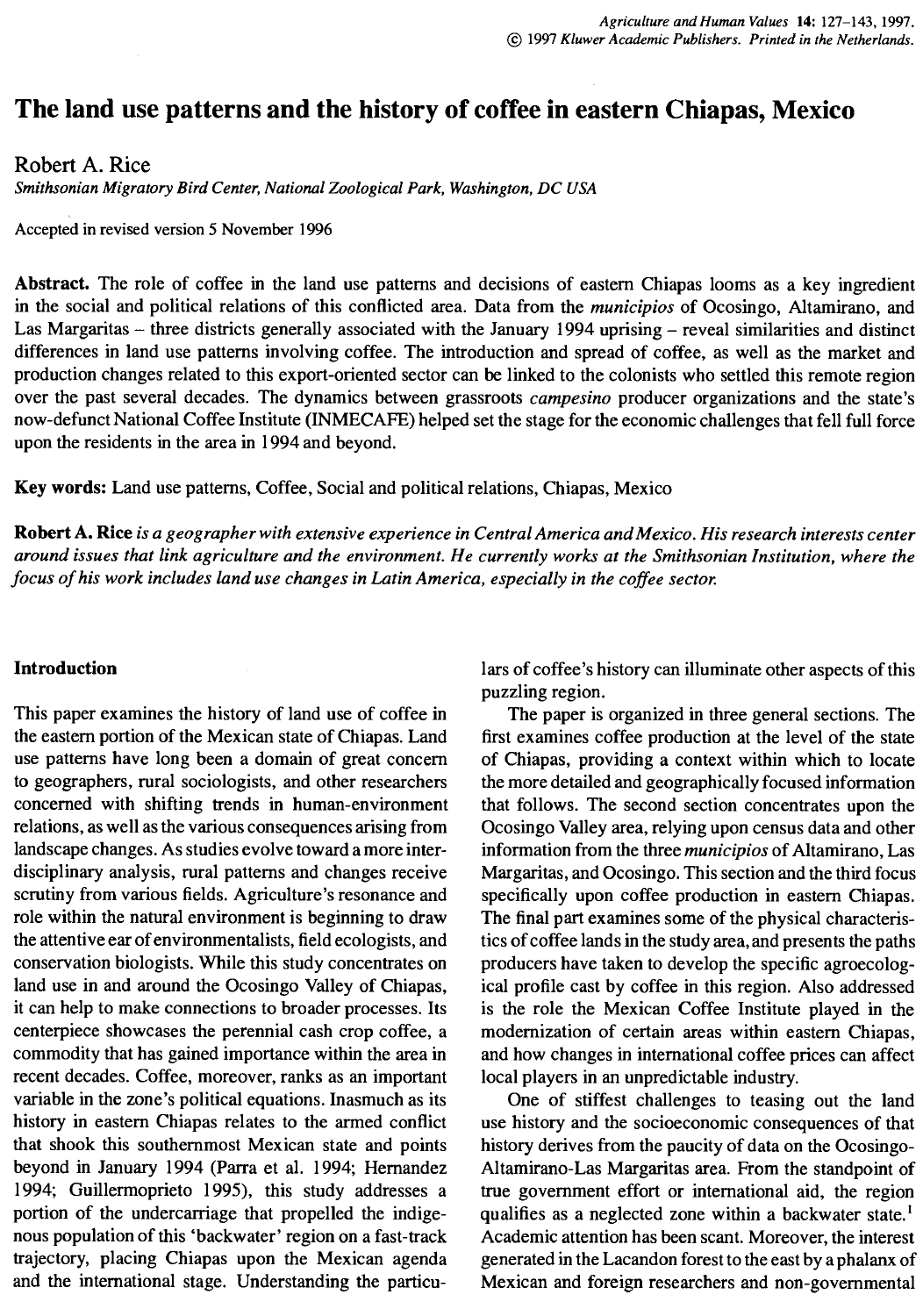# The land use patterns and the history of coffee in eastern Chiapas, Mexico

Robert A. Rice

*Smithsonian Migratory Bird Center, National Zoological Park, Washington, DC USA*

Accepted in revised version 5 November 1996

**Abstract.** The role of coffee in the land use patterns and decisions of eastern Chiapas looms as a key ingredient in the social and political relations of this conflicted area. Data from the *municipios* of Ocosingo, Altamirano, and Las Margaritas – three districts generally associated with the January 1994 uprising – reveal similarities and distinct differences in land use patterns involving coffee. The introduction and spread of coffee, as well as the market and production changes related to this export-oriented sector can be linked to the colonists who settled this remote region over the past several decades. The dynamics between grassroots *campesino* producer organizations and the state's now-defunct National Coffee Institute (INMECAFE) helped set the stage for the economic challenges that fell full force upon the residents in the area in 1994 and beyond.

**Key words:** Land use patterns, Coffee, Social and political relations, Chiapas, Mexico

**Robert A. Rice** *is a geographer with extensive experience in Central America and Mexico. His research interests center around issues that link agriculture and the environment. He currently works at the Smithsonian Institution, where the focus of his work includes land use changes in Latin America, especially in the coffee sector.*

## Introduction

This paper examines the history of land use of coffee in the eastern portion of the Mexican state of Chiapas. Land use patterns have long been a domain of great concern to geographers, rural sociologists, and other researchers concerned with shifting trends in human-environment relations, as well as the various consequences arising from landscape changes. As studies evolve toward a more interdisciplinary analysis, rural patterns and changes receive scrutiny from various fields. Agriculture's resonance and role within the natural environment is beginning to draw the attentive ear of environmentalists, field ecologists, and conservation biologists. While this study concentrates on land use in and around the Ocosingo Valley of Chiapas, it can help to make connections to broader processes. Its centerpiece showcases the perennial cash crop coffee, a commodity that has gained importance within the area in recent decades. Coffee, moreover, ranks as an important variable in the zone's political equations. Inasmuch as its history in eastern Chiapas relates to the armed conflict that shook this southernmost Mexican state and points beyond in January 1994 (Parra et al. 1994; Hernandez 1994; Guillermoprieto 1995), this study addresses a portion of the undercarriage that propelled the indigenous population of this 'backwater' region on a fast-track trajectory, placing Chiapas upon the Mexican agenda and the international stage. Understanding the particulars of coffee's history can illuminate other aspects of this puzzling region.

The paper is organized in three general sections. The first examines coffee production at the level of the state of Chiapas, providing a context within which to locate the more detailed and geographically focused information that follows. The second section concentrates upon the Ocosingo Valley area, relying upon census data and other information from the three *municipios* of Altamirano, Las Margaritas, and Ocosingo. This section and the third focus specifically upon coffee production in eastern Chiapas. The final part examines some of the physical characteristics of coffee lands in the study area, and presents the paths producers have taken to develop the specific agroecological profile cast by coffee in this region. Also addressed is the role the Mexican Coffee Institute played in the modernization of certain areas within eastern Chiapas, and how changes in international coffee prices can affect local players in an unpredictable industry.

One of stiffest challenges to teasing out the land use history and the socioeconomic consequences of that history derives from the paucity of data on the Ocosingo-Altamirano-Las Margaritas area. From the standpoint of true government effort or international aid, the region qualifies as a neglected zone within a backwater state.[1] Academic attention has been scant. Moreover, the interest generated in the Lacandon forest to the east by a phalanx of Mexican and foreign researchers and non-governmental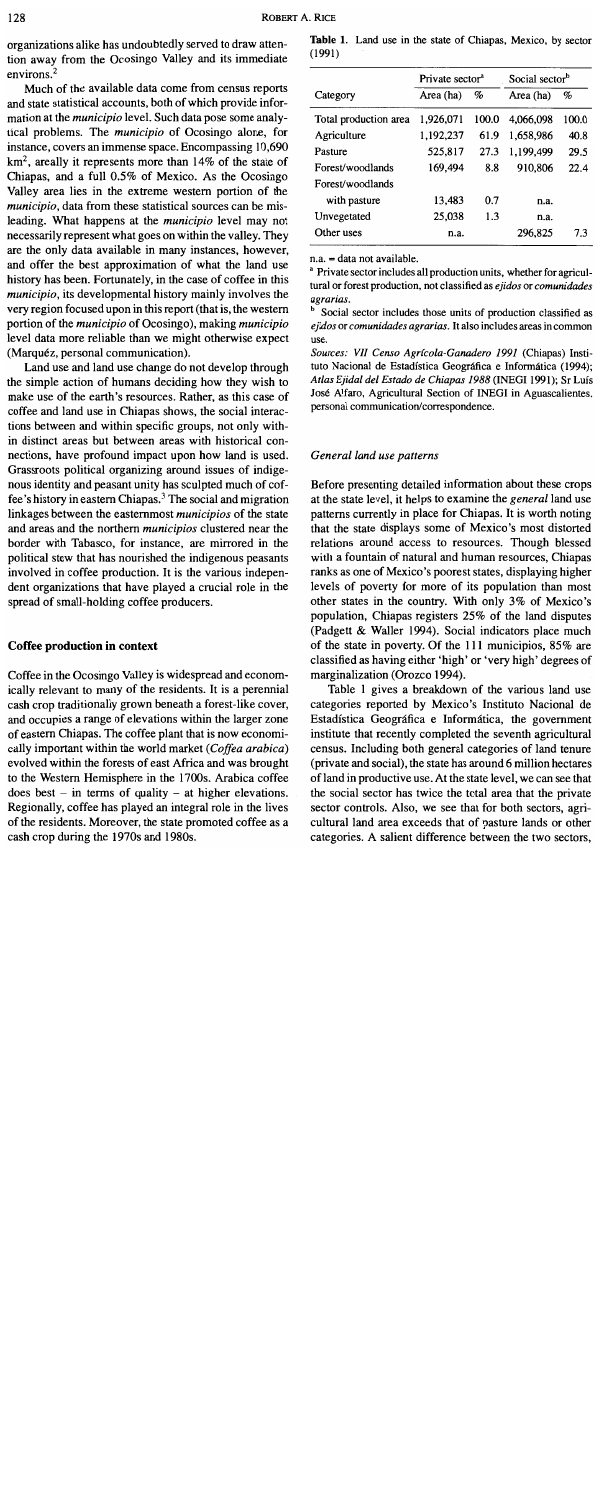organizations alike has undoubtedly served to draw attention away from the Ocosingo Valley and its immediate environs.[2]

Much of the available data come from census reports and state statistical accounts, both of which provide information at the *municipio* level. Such data pose some analytical problems. The *municipio* of Ocosingo alone, for instance, covers an immense space. Encompassing 10,690 km$^2$, areally it represents more than 14% of the state of Chiapas, and a full 0.5% of Mexico. As the Ocosingo Valley area lies in the extreme western portion of the *municipio*, data from these statistical sources can be misleading. What happens at the *municipio* level may not necessarily represent what goes on within the valley. They are the only data available in many instances, however, and offer the best approximation of what the land use history has been. Fortunately, in the case of coffee in this *municipio*, its developmental history mainly involves the very region focused upon in this report (that is, the western portion of the *municipio* of Ocosingo), making *municipio* level data more reliable than we might otherwise expect (Marquéz, personal communication).

Land use and land use change do not develop through the simple action of humans deciding how they wish to make use of the earth's resources. Rather, as this case of coffee and land use in Chiapas shows, the social interactions between and within specific groups, not only within distinct areas but between areas with historical connections, have profound impact upon how land is used. Grassroots political organizing around issues of indigenous identity and peasant unity has sculpted much of coffee's history in eastern Chiapas.[3] The social and migration linkages between the easternmost *municipios* of the state and areas and the northern *municipios* clustered near the border with Tabasco, for instance, are mirrored in the political stew that has nourished the indigenous peasants involved in coffee production. It is the various independent organizations that have played a crucial role in the spread of small-holding coffee producers.

## Coffee production in context

Coffee in the Ocosingo Valley is widespread and economically relevant to many of the residents. It is a perennial cash crop traditionally grown beneath a forest-like cover, and occupies a range of elevations within the larger zone of eastern Chiapas. The coffee plant that is now economically important within the world market (*Coffea arabica*) evolved within the forests of east Africa and was brought to the Western Hemisphere in the 1700s. Arabica coffee does best – in terms of quality – at higher elevations. Regionally, coffee has played an integral role in the lives of the residents. Moreover, the state promoted coffee as a cash crop during the 1970s and 1980s.

**Table 1.** Land use in the state of Chiapas, Mexico, by sector (1991)

| Category | Private sector[a] | | Social sector[b] | |
|---|---|---|---|---|
| | Area (ha) | % | Area (ha) | % |
| Total production area | 1,926,071 | 100.0 | 4,066,098 | 100.0 |
| Agriculture | 1,192,237 | 61.9 | 1,658,986 | 40.8 |
| Pasture | 525,817 | 27.3 | 1,199,499 | 29.5 |
| Forest/woodlands | 169,494 | 8.8 | 910,806 | 22.4 |
| Forest/woodlands with pasture | 13,483 | 0.7 | n.a. | |
| Unvegetated | 25,038 | 1.3 | n.a. | |
| Other uses | n.a. | | 296,825 | 7.3 |

n.a. = data not available.

[a] Private sector includes all production units, whether for agricultural or forest production, not classified as *ejidos* or *comunidades agrarias*.

[b] Social sector includes those units of production classified as *ejidos* or *comunidades agrarias*. It also includes areas in common use.

*Sources: VII Censo Agrícola-Ganadero 1991* (Chiapas) Instituto Nacional de Estadística Geográfica e Informática (1994); *Atlas Ejidal del Estado de Chiapas 1988* (INEGI 1991); Sr Luis José Alfaro, Agricultural Section of INEGI in Aguascalientes. personal communication/correspondence.

### General land use patterns

Before presenting detailed information about these crops at the state level, it helps to examine the *general* land use patterns currently in place for Chiapas. It is worth noting that the state displays some of Mexico's most distorted relations around access to resources. Though blessed with a fountain of natural and human resources, Chiapas ranks as one of Mexico's poorest states, displaying higher levels of poverty for more of its population than most other states in the country. With only 3% of Mexico's population, Chiapas registers 25% of the land disputes (Padgett & Waller 1994). Social indicators place much of the state in poverty. Of the 111 municipios, 85% are classified as having either 'high' or 'very high' degrees of marginalization (Orozco 1994).

Table 1 gives a breakdown of the various land use categories reported by Mexico's Instituto Nacional de Estadística Geográfica e Informática, the government institute that recently completed the seventh agricultural census. Including both general categories of land tenure (private and social), the state has around 6 million hectares of land in productive use. At the state level, we can see that the social sector has twice the total area that the private sector controls. Also, we see that for both sectors, agricultural land area exceeds that of pasture lands or other categories. A salient difference between the two sectors,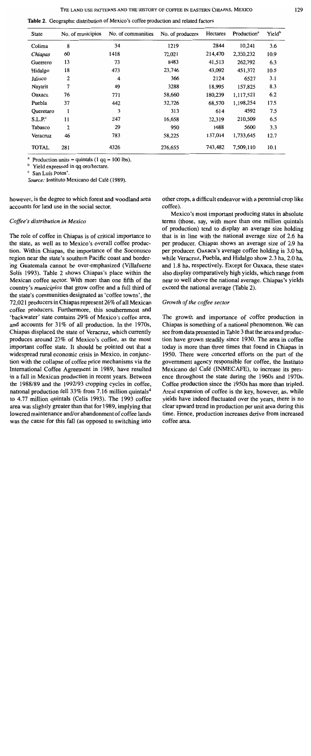**Table 2.** Geographic distribution of Mexico's coffee production and related factors

| State | No. of municipios | No. of communities | No. of producers | Hectares | Production[a] | Yield[b] |
|---|---|---|---|---|---|---|
| Colima | 8 | 34 | 1219 | 2844 | 10,241 | 3.6 |
| *Chiapas* | 60 | 1418 | 72,021 | 214,470 | 2,350,232 | 10.9 |
| Guerrero | 13 | 73 | 8483 | 41,513 | 262,792 | 6.3 |
| Hidalgo | 18 | 473 | 23,746 | 43,092 | 451,372 | 10.5 |
| Jalisco | 2 | 4 | 366 | 2124 | 6527 | 3.1 |
| Nayarit | 7 | 49 | 3288 | 18,995 | 157,825 | 8.3 |
| Oaxaca | 76 | 771 | 58,660 | 180,239 | 1,117,521 | 6.2 |
| Puebla | 37 | 442 | 32,726 | 68,570 | 1,198,254 | 17.5 |
| Queretaro | 1 | 3 | 313 | 614 | 4592 | 7.5 |
| S.L.P.[c] | 11 | 247 | 16,658 | 32,319 | 210,509 | 6.5 |
| Tabasco | 2 | 29 | 950 | 1688 | 5600 | 3.3 |
| Veracruz | 46 | 783 | 58,225 | 137,014 | 1,733,645 | 12.7 |
| TOTAL | 281 | 4326 | 276,655 | 743,482 | 7,509,110 | 10.1 |

[a] Production units = quintals (1 qq = 100 lbs).
[b] Yield expressed in qq oro/hectare.
[c] San Luís Potosí.
*Source:* Instituto Mexicano del Café (1989).

however, is the degree to which forest and woodland area accounts for land use in the social sector.

### *Coffee's distribution in Mexico*

The role of coffee in Chiapas is of critical importance to the state, as well as to Mexico's overall coffee production. Within Chiapas, the importance of the Soconusco region near the state's southern Pacific coast and bordering Guatemala cannot be over-emphasized (Villafuerte Solís 1993). Table 2 shows Chiapas's place within the Mexican coffee sector. With more than one fifth of the country's *municipios* that grow coffee and a full third of the state's communities designated as 'coffee towns', the 72,021 producers in Chiapas represent 26% of all Mexican coffee producers. Furthermore, this southernmost and 'backwater' state contains 29% of Mexico's coffee area, and accounts for 31% of all production. In the 1970s, Chiapas displaced the state of Veracruz, which currently produces around 23% of Mexico's coffee, as the most important coffee state. It should be pointed out that a widespread rural economic crisis in Mexico, in conjunction with the collapse of coffee price mechanisms via the International Coffee Agreement in 1989, have resulted in a fall in Mexican production in recent years. Between the 1988/89 and the 1992/93 cropping cycles in coffee, national production fell 33% from 7.16 million quintals[4] to 4.77 million quintals (Celis 1993). The 1993 coffee area was slightly greater than that for 1989, implying that lowered maintenance and/or abandonment of coffee lands was the cause for this fall (as opposed to switching into other crops, a difficult endeavor with a perennial crop like coffee).

Mexico's most important producing states in absolute terms (those, say, with more than one million quintals of production) tend to display an average size holding that is in line with the national average size of 2.6 ha per producer. Chiapas shows an average size of 2.9 ha per producer. Oaxaca's average coffee holding is 3.0 ha, while Veracruz, Puebla, and Hidalgo show 2.3 ha, 2.0 ha, and 1.8 ha, respectively. Except for Oaxaca, these states also display comparatively high yields, which range from near to well above the national average. Chiapas's yields exceed the national average (Table 2).

### *Growth of the coffee sector*

The growth and importance of coffee production in Chiapas is something of a national phenomenon. We can see from data presented in Table 3 that the area and production have grown steadily since 1930. The area in coffee today is more than three times that found in Chiapas in 1950. There were concerted efforts on the part of the government agency responsible for coffee, the Instituto Mexicano del Café (INMECAFE), to increase its presence throughout the state during the 1960s and 1970s. Coffee production since the 1950s has more than tripled. Areal expansion of coffee is the key, however, as, while yields have indeed fluctuated over the years, there is no clear upward trend in production per unit area during this time. Hence, production increases derive from increased coffee area.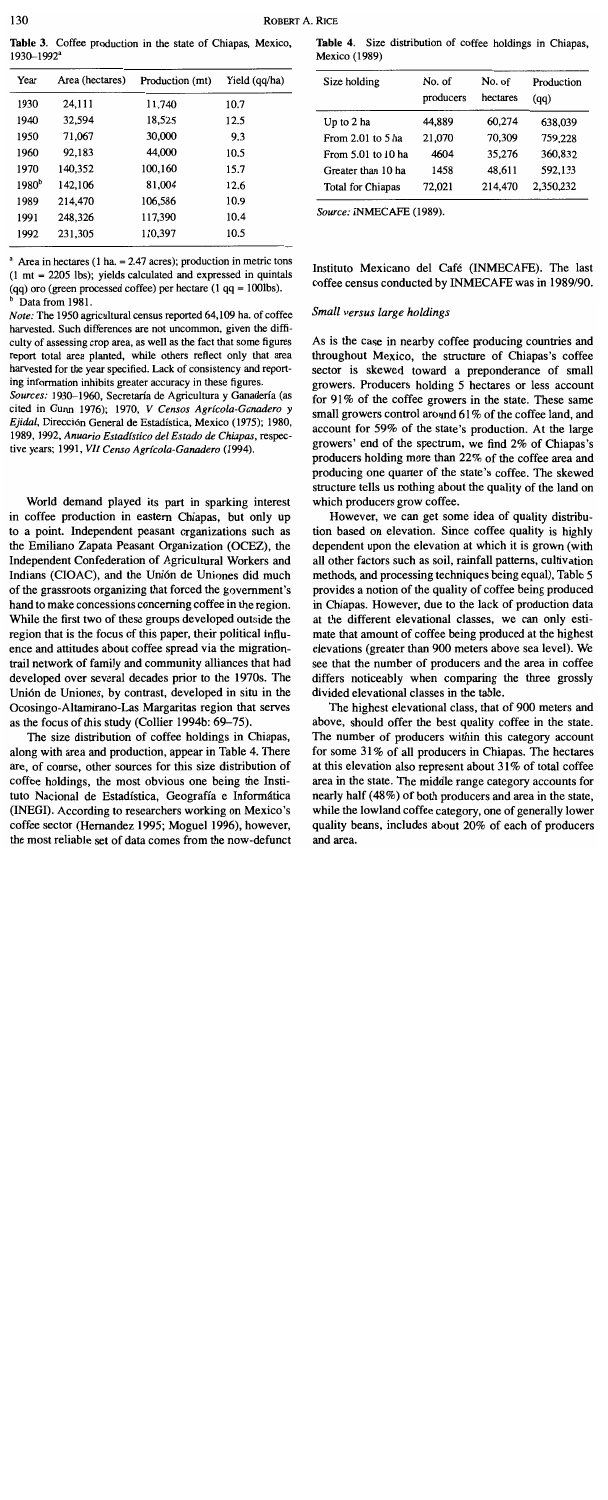**Table 3.** Coffee production in the state of Chiapas, Mexico, 1930–1992[a]

| Year | Area (hectares) | Production (mt) | Yield (qq/ha) |
|---|---|---|---|
| 1930 | 24,111 | 11,740 | 10.7 |
| 1940 | 32,594 | 18,525 | 12.5 |
| 1950 | 71,067 | 30,000 | 9.3 |
| 1960 | 92,183 | 44,000 | 10.5 |
| 1970 | 140,352 | 100,160 | 15.7 |
| 1980[b] | 142,106 | 81,004 | 12.6 |
| 1989 | 214,470 | 106,586 | 10.9 |
| 1991 | 248,326 | 117,390 | 10.4 |
| 1992 | 231,305 | 110,397 | 10.5 |

[a] Area in hectares (1 ha. = 2.47 acres); production in metric tons (1 mt = 2205 lbs); yields calculated and expressed in quintals (qq) oro (green processed coffee) per hectare (1 qq = 100lbs).
[b] Data from 1981.

*Note:* The 1950 agricultural census reported 64,109 ha. of coffee harvested. Such differences are not uncommon, given the difficulty of assessing crop area, as well as the fact that some figures report total area planted, while others reflect only that area harvested for the year specified. Lack of consistency and reporting information inhibits greater accuracy in these figures.

*Sources:* 1930–1960, Secretaría de Agricultura y Ganadería (as cited in Gunn 1976); 1970, *V Censos Agrícola-Ganadero y Ejidal*, Dirección General de Estadística, Mexico (1975); 1980, 1989, 1992, *Anuario Estadístico del Estado de Chiapas*, respective years; 1991, *VII Censo Agrícola-Ganadero* (1994).

World demand played its part in sparking interest in coffee production in eastern Chiapas, but only up to a point. Independent peasant organizations such as the Emiliano Zapata Peasant Organization (OCEZ), the Independent Confederation of Agricultural Workers and Indians (CIOAC), and the Unión de Uniones did much of the grassroots organizing that forced the government's hand to make concessions concerning coffee in the region. While the first two of these groups developed outside the region that is the focus of this paper, their political influence and attitudes about coffee spread via the migration-trail network of family and community alliances that had developed over several decades prior to the 1970s. The Unión de Uniones, by contrast, developed in situ in the Ocosingo-Altamirano-Las Margaritas region that serves as the focus of this study (Collier 1994b: 69–75).

The size distribution of coffee holdings in Chiapas, along with area and production, appear in Table 4. There are, of course, other sources for this size distribution of coffee holdings, the most obvious one being the Instituto Nacional de Estadística, Geografía e Informática (INEGI). According to researchers working on Mexico's coffee sector (Hernandez 1995; Moguel 1996), however, the most reliable set of data comes from the now-defunct

**Table 4.** Size distribution of coffee holdings in Chiapas, Mexico (1989)

| Size holding | No. of producers | No. of hectares | Production (qq) |
|---|---|---|---|
| Up to 2 ha | 44,889 | 60,274 | 638,039 |
| From 2.01 to 5 ha | 21,070 | 70,309 | 759,228 |
| From 5.01 to 10 ha | 4604 | 35,276 | 360,832 |
| Greater than 10 ha | 1458 | 48,611 | 592,133 |
| Total for Chiapas | 72,021 | 214,470 | 2,350,232 |

*Source:* INMECAFE (1989).

Instituto Mexicano del Café (INMECAFE). The last coffee census conducted by INMECAFE was in 1989/90.

### *Small versus large holdings*

As is the case in nearby coffee producing countries and throughout Mexico, the structure of Chiapas's coffee sector is skewed toward a preponderance of small growers. Producers holding 5 hectares or less account for 91% of the coffee growers in the state. These same small growers control around 61% of the coffee land, and account for 59% of the state's production. At the large growers' end of the spectrum, we find 2% of Chiapas's producers holding more than 22% of the coffee area and producing one quarter of the state's coffee. The skewed structure tells us nothing about the quality of the land on which producers grow coffee.

However, we can get some idea of quality distribution based on elevation. Since coffee quality is highly dependent upon the elevation at which it is grown (with all other factors such as soil, rainfall patterns, cultivation methods, and processing techniques being equal), Table 5 provides a notion of the quality of coffee being produced in Chiapas. However, due to the lack of production data at the different elevational classes, we can only estimate that amount of coffee being produced at the highest elevations (greater than 900 meters above sea level). We see that the number of producers and the area in coffee differs noticeably when comparing the three grossly divided elevational classes in the table.

The highest elevational class, that of 900 meters and above, should offer the best quality coffee in the state. The number of producers within this category account for some 31% of all producers in Chiapas. The hectares at this elevation also represent about 31% of total coffee area in the state. The middle range category accounts for nearly half (48%) of both producers and area in the state, while the lowland coffee category, one of generally lower quality beans, includes about 20% of each of producers and area.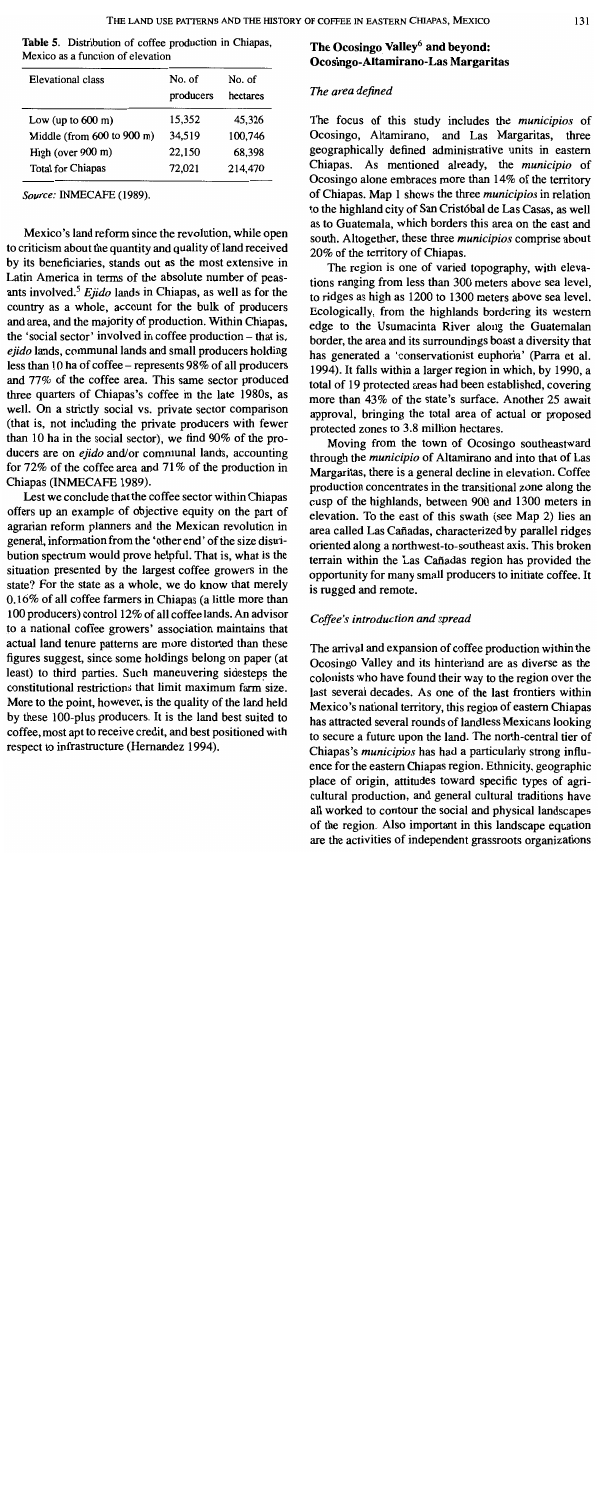**Table 5.** Distribution of coffee production in Chiapas, Mexico as a function of elevation

| Elevational class | No. of producers | No. of hectares |
|---|---|---|
| Low (up to 600 m) | 15,352 | 45,326 |
| Middle (from 600 to 900 m) | 34,519 | 100,746 |
| High (over 900 m) | 22,150 | 68,398 |
| Total for Chiapas | 72,021 | 214,470 |

*Source:* INMECAFE (1989).

Mexico's land reform since the revolution, while open to criticism about the quantity and quality of land received by its beneficiaries, stands out as the most extensive in Latin America in terms of the absolute number of peasants involved.[5] *Ejido* lands in Chiapas, as well as for the country as a whole, account for the bulk of producers and area, and the majority of production. Within Chiapas, the 'social sector' involved in coffee production – that is, *ejido* lands, communal lands and small producers holding less than 10 ha of coffee – represents 98% of all producers and 77% of the coffee area. This same sector produced three quarters of Chiapas's coffee in the late 1980s, as well. On a strictly social vs. private sector comparison (that is, not including the private producers with fewer than 10 ha in the social sector), we find 90% of the producers are on *ejido* and/or communal lands, accounting for 72% of the coffee area and 71% of the production in Chiapas (INMECAFE 1989).

Lest we conclude that the coffee sector within Chiapas offers up an example of objective equity on the part of agrarian reform planners and the Mexican revolution in general, information from the 'other end' of the size distribution spectrum would prove helpful. That is, what is the situation presented by the largest coffee growers in the state? For the state as a whole, we do know that merely 0.16% of all coffee farmers in Chiapas (a little more than 100 producers) control 12% of all coffee lands. An advisor to a national coffee growers' association maintains that actual land tenure patterns are more distorted than these figures suggest, since some holdings belong on paper (at least) to third parties. Such maneuvering sidesteps the constitutional restrictions that limit maximum farm size. More to the point, however, is the quality of the land held by these 100-plus producers. It is the land best suited to coffee, most apt to receive credit, and best positioned with respect to infrastructure (Hernandez 1994).

## The Ocosingo Valley[6] and beyond: Ocosingo-Altamirano-Las Margaritas

### *The area defined*

The focus of this study includes the *municipios* of Ocosingo, Altamirano, and Las Margaritas, three geographically defined administrative units in eastern Chiapas. As mentioned already, the *municipio* of Ocosingo alone embraces more than 14% of the territory of Chiapas. Map 1 shows the three *municipios* in relation to the highland city of San Cristóbal de Las Casas, as well as to Guatemala, which borders this area on the east and south. Altogether, these three *municipios* comprise about 20% of the territory of Chiapas.

The region is one of varied topography, with elevations ranging from less than 300 meters above sea level, to ridges as high as 1200 to 1300 meters above sea level. Ecologically, from the highlands bordering its western edge to the Usumacinta River along the Guatemalan border, the area and its surroundings boast a diversity that has generated a 'conservationist euphoria' (Parra et al. 1994). It falls within a larger region in which, by 1990, a total of 19 protected areas had been established, covering more than 43% of the state's surface. Another 25 await approval, bringing the total area of actual or proposed protected zones to 3.8 million hectares.

Moving from the town of Ocosingo southeastward through the *municipio* of Altamirano and into that of Las Margaritas, there is a general decline in elevation. Coffee production concentrates in the transitional zone along the cusp of the highlands, between 900 and 1300 meters in elevation. To the east of this swath (see Map 2) lies an area called Las Cañadas, characterized by parallel ridges oriented along a northwest-to-southeast axis. This broken terrain within the Las Cañadas region has provided the opportunity for many small producers to initiate coffee. It is rugged and remote.

### *Coffee's introduction and spread*

The arrival and expansion of coffee production within the Ocosingo Valley and its hinterland are as diverse as the colonists who have found their way to the region over the last several decades. As one of the last frontiers within Mexico's national territory, this region of eastern Chiapas has attracted several rounds of landless Mexicans looking to secure a future upon the land. The north-central tier of Chiapas's *municipios* has had a particularly strong influence for the eastern Chiapas region. Ethnicity, geographic place of origin, attitudes toward specific types of agricultural production, and general cultural traditions have all worked to contour the social and physical landscapes of the region. Also important in this landscape equation are the activities of independent grassroots organizations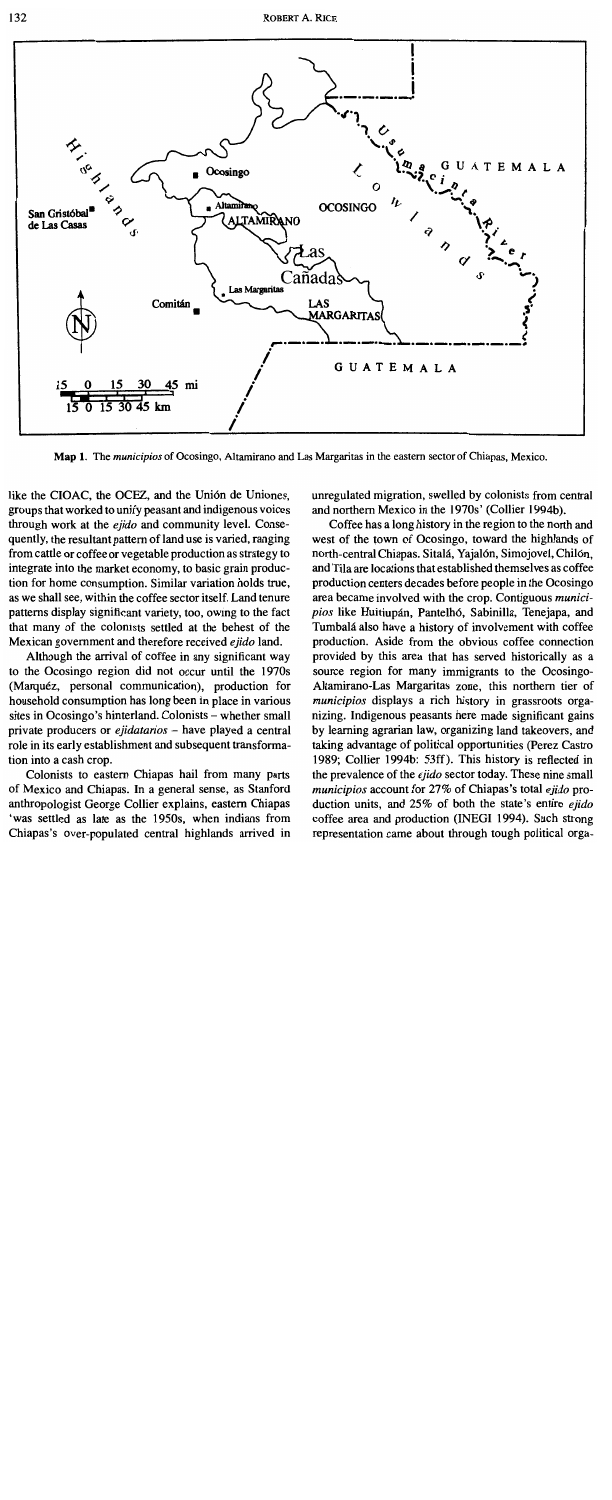**Map 1.** The *municipios* of Ocosingo, Altamirano and Las Margaritas in the eastern sector of Chiapas, Mexico.

like the CIOAC, the OCEZ, and the Unión de Uniones, groups that worked to unify peasant and indigenous voices through work at the *ejido* and community level. Consequently, the resultant pattern of land use is varied, ranging from cattle or coffee or vegetable production as strategy to integrate into the market economy, to basic grain production for home consumption. Similar variation holds true, as we shall see, within the coffee sector itself. Land tenure patterns display significant variety, too, owing to the fact that many of the colonists settled at the behest of the Mexican government and therefore received *ejido* land.

Although the arrival of coffee in any significant way to the Ocosingo region did not occur until the 1970s (Marquéz, personal communication), production for household consumption has long been in place in various sites in Ocosingo's hinterland. Colonists – whether small private producers or *ejidatarios* – have played a central role in its early establishment and subsequent transformation into a cash crop.

Colonists to eastern Chiapas hail from many parts of Mexico and Chiapas. In a general sense, as Stanford anthropologist George Collier explains, eastern Chiapas 'was settled as late as the 1950s, when indians from Chiapas's over-populated central highlands arrived in unregulated migration, swelled by colonists from central and northern Mexico in the 1970s' (Collier 1994b).

Coffee has a long history in the region to the north and west of the town of Ocosingo, toward the highlands of north-central Chiapas. Sitalá, Yajalón, Simojovel, Chilón, and Tila are locations that established themselves as coffee production centers decades before people in the Ocosingo area became involved with the crop. Contiguous *municipios* like Huitiupán, Pantelhó, Sabinilla, Tenejapa, and Tumbalá also have a history of involvement with coffee production. Aside from the obvious coffee connection provided by this area that has served historically as a source region for many immigrants to the Ocosingo-Altamirano-Las Margaritas zone, this northern tier of *municipios* displays a rich history in grassroots organizing. Indigenous peasants here made significant gains by learning agrarian law, organizing land takeovers, and taking advantage of political opportunities (Perez Castro 1989; Collier 1994b: 53ff). This history is reflected in the prevalence of the *ejido* sector today. These nine small *municipios* account for 27% of Chiapas's total *ejido* production units, and 25% of both the state's entire *ejido* coffee area and production (INEGI 1994). Such strong representation came about through tough political orga-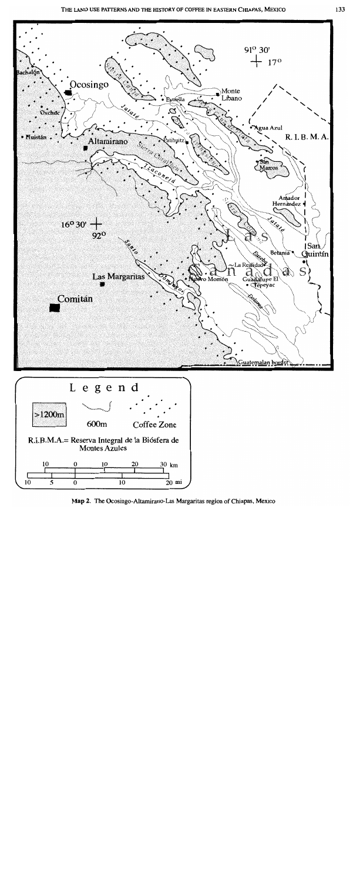**Map 2.** The Ocosingo-Altamirano-Las Margaritas region of Chiapas, Mexico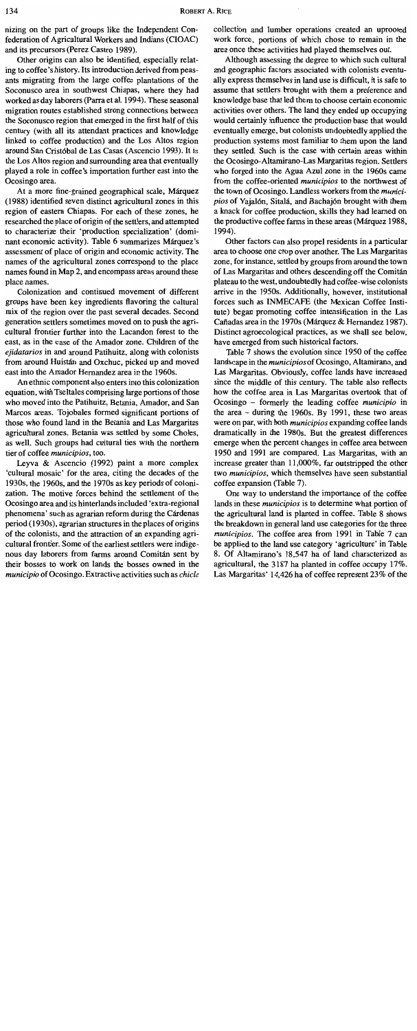nizing on the part of groups like the Independent Confederation of Agricultural Workers and Indians (CIOAC) and its precursors (Perez Castro 1989).

Other origins can also be identified, especially relating to coffee's history. Its introduction derived from peasants migrating from the large coffee plantations of the Soconusco area in southwest Chiapas, where they had worked as day laborers (Parra et al. 1994). These seasonal migration routes established strong connections between the Soconusco region that emerged in the first half of this century (with all its attendant practices and knowledge linked to coffee production) and the Los Altos region around San Cristóbal de Las Casas (Ascencio 1993). It is the Los Altos region and surrounding area that eventually played a role in coffee's importation further east into the Ocosingo area.

At a more fine-grained geographical scale, Márquez (1988) identified seven distinct agricultural zones in this region of eastern Chiapas. For each of these zones, he researched the place of origin of the settlers, and attempted to characterize their 'production specialization' (dominant economic activity). Table 6 summarizes Márquez's assessment of place of origin and economic activity. The names of the agricultural zones correspond to the place names found in Map 2, and encompass areas around these place names.

Colonization and continued movement of different groups have been key ingredients flavoring the cultural mix of the region over the past several decades. Second generation settlers sometimes moved on to push the agricultural frontier further into the Lacandon forest to the east, as in the case of the Amador zone. Children of the *ejidatarios* in and around Patihuitz, along with colonists from around Huistán and Oxchuc, picked up and moved east into the Amador Hernandez area in the 1960s.

An ethnic component also enters into this colonization equation, with Tseltales comprising large portions of those who moved into the Patihuitz, Betania, Amador, and San Marcos areas. Tojobales formed significant portions of those who found land in the Betania and Las Margaritas agricultural zones. Betania was settled by some Choles, as well. Such groups had cultural ties with the northern tier of coffee *municipios*, too.

Leyva & Ascencio (1992) paint a more complex 'cultural mosaic' for the area, citing the decades of the 1930s, the 1960s, and the 1970s as key periods of colonization. The motive forces behind the settlement of the Ocosingo area and its hinterlands included 'extra-regional phenomena' such as agrarian reform during the Cárdenas period (1930s), agrarian structures in the places of origins of the colonists, and the attraction of an expanding agricultural frontier. Some of the earliest settlers were indigenous day laborers from farms around Comitán sent by their bosses to work on lands the bosses owned in the *municipio* of Ocosingo. Extractive activities such as *chicle* collection and lumber operations created an uprooted work force, portions of which chose to remain in the area once these activities had played themselves out.

Although assessing the degree to which such cultural and geographic factors associated with colonists eventually express themselves in land use is difficult, it is safe to assume that settlers brought with them a preference and knowledge base that led them to choose certain economic activities over others. The land they ended up occupying would certainly influence the production base that would eventually emerge, but colonists undoubtedly applied the production systems most familiar to them upon the land they settled. Such is the case with certain areas within the Ocosingo-Altamirano-Las Margaritas region. Settlers who forged into the Agua Azul zone in the 1960s came from the coffee-oriented *municipios* to the northwest of the town of Ocosingo. Landless workers from the *municipios* of Yajalón, Sitalá, and Bachajón brought with them a knack for coffee production, skills they had learned on the productive coffee farms in these areas (Márquez 1988, 1994).

Other factors can also propel residents in a particular area to choose one crop over another. The Las Margaritas zone, for instance, settled by groups from around the town of Las Margaritas and others descending off the Comitán plateau to the west, undoubtedly had coffee-wise colonists arrive in the 1950s. Additionally, however, institutional forces such as INMECAFE (the Mexican Coffee Institute) began promoting coffee intensification in the Las Cañadas area in the 1970s (Márquez & Hernandez 1987). Distinct agroecological practices, as we shall see below, have emerged from such historical factors.

Table 7 shows the evolution since 1950 of the coffee landscape in the *municipios* of Ocosingo, Altamirano, and Las Margaritas. Obviously, coffee lands have increased since the middle of this century. The table also reflects how the coffee area in Las Margaritas overtook that of Ocosingo – formerly the leading coffee *municipio* in the area – during the 1960s. By 1991, these two areas were on par, with both *municipios* expanding coffee lands dramatically in the 1980s. But the greatest differences emerge when the percent changes in coffee area between 1950 and 1991 are compared. Las Margaritas, with an increase greater than 11,000%, far outstripped the other two *municipios*, which themselves have seen substantial coffee expansion (Table 7).

One way to understand the importance of the coffee lands in these *municipios* is to determine what portion of the agricultural land is planted in coffee. Table 8 shows the breakdown in general land use categories for the three *municipios*. The coffee area from 1991 in Table 7 can be applied to the land use category 'agriculture' in Table 8. Of Altamirano's 18,547 ha of land characterized as agricultural, the 3187 ha planted in coffee occupy 17%. Las Margaritas' 14,426 ha of coffee represent 23% of the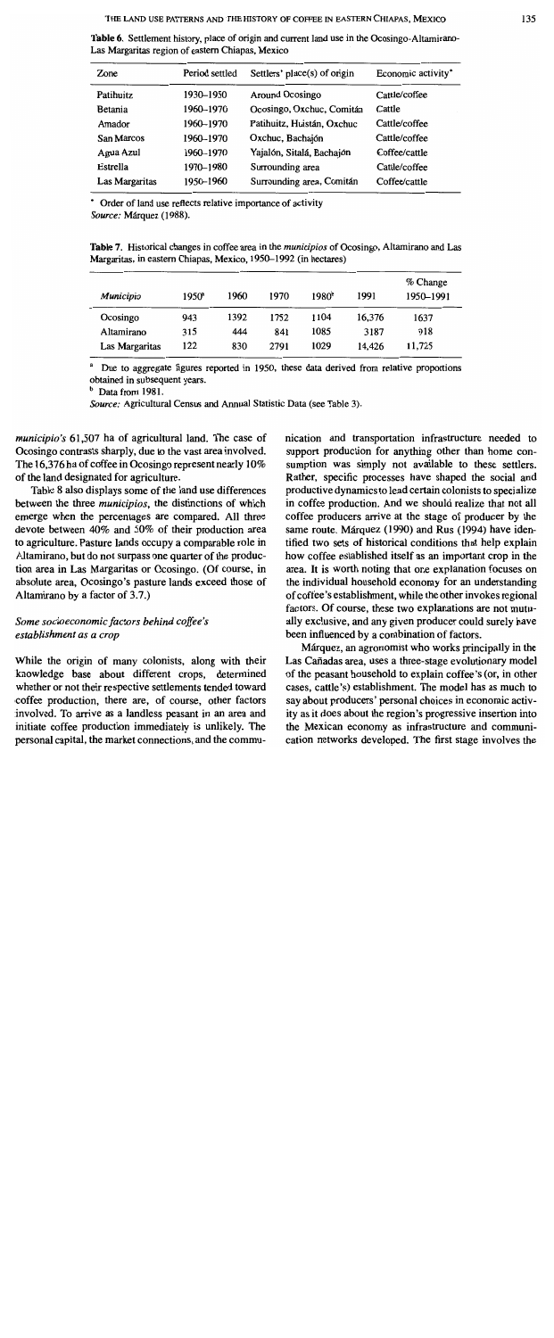**Table 6.** Settlement history, place of origin and current land use in the Ocosingo-Altamirano-Las Margaritas region of eastern Chiapas, Mexico

| Zone | Period settled | Settlers' place(s) of origin | Economic activity* |
|---|---|---|---|
| Patihuitz | 1930–1950 | Around Ocosingo | Cattle/coffee |
| Betania | 1960–1970 | Ocosingo, Oxchuc, Comitán | Cattle |
| Amador | 1960–1970 | Patihuitz, Huistán, Oxchuc | Cattle/coffee |
| San Marcos | 1960–1970 | Oxchuc, Bachajón | Cattle/coffee |
| Agua Azul | 1960–1970 | Yajalón, Sitalá, Bachajón | Coffee/cattle |
| Estrella | 1970–1980 | Surrounding area | Cattle/coffee |
| Las Margaritas | 1950–1960 | Surrounding area, Comitán | Coffee/cattle |

\* Order of land use reflects relative importance of activity

*Source:* Márquez (1988).

**Table 7.** Historical changes in coffee area in the *municipios* of Ocosingo, Altamirano and Las Margaritas, in eastern Chiapas, Mexico, 1950–1992 (in hectares)

| *Municipio* | 1950[a] | 1960 | 1970 | 1980[b] | 1991 | % Change 1950–1991 |
|---|---|---|---|---|---|---|
| Ocosingo | 943 | 1392 | 1752 | 1104 | 16,376 | 1637 |
| Altamirano | 315 | 444 | 841 | 1085 | 3187 | 918 |
| Las Margaritas | 122 | 830 | 2791 | 1029 | 14,426 | 11,725 |

[a] Due to aggregate figures reported in 1950, these data derived from relative proportions obtained in subsequent years.

[b] Data from 1981.

*Source:* Agricultural Census and Annual Statistic Data (see Table 3).

*municipio's* 61,507 ha of agricultural land. The case of Ocosingo contrasts sharply, due to the vast area involved. The 16,376 ha of coffee in Ocosingo represent nearly 10% of the land designated for agriculture.

Table 8 also displays some of the land use differences between the three *municipios*, the distinctions of which emerge when the percentages are compared. All three devote between 40% and 50% of their production area to agriculture. Pasture lands occupy a comparable role in Altamirano, but do not surpass one quarter of the production area in Las Margaritas or Ocosingo. (Of course, in absolute area, Ocosingo's pasture lands exceed those of Altamirano by a factor of 3.7.)

### *Some socioeconomic factors behind coffee's establishment as a crop*

While the origin of many colonists, along with their knowledge base about different crops, determined whether or not their respective settlements tended toward coffee production, there are, of course, other factors involved. To arrive as a landless peasant in an area and initiate coffee production immediately is unlikely. The personal capital, the market connections, and the communication and transportation infrastructure needed to support production for anything other than home consumption was simply not available to these settlers. Rather, specific processes have shaped the social and productive dynamics to lead certain colonists to specialize in coffee production. And we should realize that not all coffee producers arrive at the stage of producer by the same route. Márquez (1990) and Rus (1994) have identified two sets of historical conditions that help explain how coffee established itself as an important crop in the area. It is worth noting that one explanation focuses on the individual household economy for an understanding of coffee's establishment, while the other invokes regional factors. Of course, these two explanations are not mutually exclusive, and any given producer could surely have been influenced by a combination of factors.

Márquez, an agronomist who works principally in the Las Cañadas area, uses a three-stage evolutionary model of the peasant household to explain coffee's (or, in other cases, cattle's) establishment. The model has as much to say about producers' personal choices in economic activity as it does about the region's progressive insertion into the Mexican economy as infrastructure and communication networks developed. The first stage involves the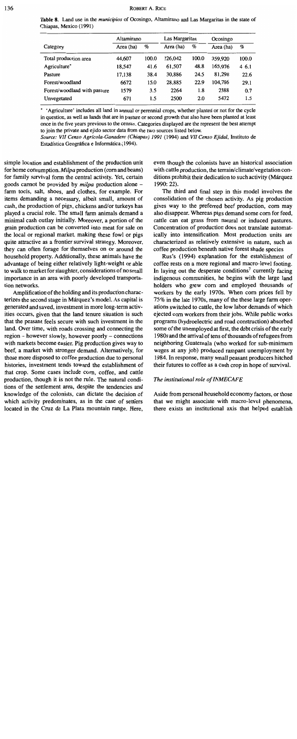**Table 8.** Land use in the *municipios* of Ocosingo, Altamirano and Las Margaritas in the state of Chiapas, Mexico (1991)

| Category | Altamirano | | Las Margaritas | | Ocosingo | |
|---|---|---|---|---|---|---|
| | Area (ha) | % | Area (ha) | % | Area (ha) | % |
| Total production area | 44,607 | 100.0 | 126,042 | 100.0 | 359,920 | 100.0 |
| Agriculture* | 18,547 | 41.6 | 61,507 | 48.8 | 165,976 | 46.1 |
| Pasture | 17,138 | 38.4 | 30,886 | 24.5 | 81,298 | 22.6 |
| Forest/woodland | 6672 | 15.0 | 28,885 | 22.9 | 104,786 | 29.1 |
| Forest/woodland with pasture | 1579 | 3.5 | 2264 | 1.8 | 2388 | 0.7 |
| Unvegetated | 671 | 1.5 | 2500 | 2.0 | 5472 | 1.5 |

* 'Agriculture' includes all land in annual or perennial crops, whether planted or not for the cycle in question, as well as lands that are in pasture or second growth that also have been planted at least once in the five years previous to the census. Categories displayed are the represent the best attempt to join the private and ejido sector data from the two sources listed below.

*Source: VII Censo Agrícola-Ganadero (Chiapas) 1991* (1994) and *VII Censo Ejidal*, Instituto de Estadística Geográfica e Informática (1994).

simple location and establishment of the production unit for home consumption. *Milpa* production (corn and beans) for family survival form the central activity. Yet, certain goods cannot be provided by *milpa* production alone – farm tools, salt, shoes, and clothes, for example. For items demanding a necessary, albeit small, amount of cash, the production of pigs, chickens and/or turkeys has played a crucial role. The small farm animals demand a minimal cash outlay initially. Moreover, a portion of the grain production can be converted into meat for sale on the local or regional market, making these fowl or pigs quite attractive as a frontier survival strategy. Moreover, they can often forage for themselves on or around the household property. Additionally, these animals have the advantage of being either relatively light-weight or able to walk to market for slaughter, considerations of no small importance in an area with poorly developed transportation networks.

Amplification of the holding and its production characterizes the second stage in Márquez's model. As capital is generated and saved, investment in more long-term activities occurs, given that the land tenure situation is such that the peasant feels secure with such investment in the land. Over time, with roads crossing and connecting the region – however slowly, however poorly – connections with markets become easier. Pig production gives way to beef, a market with stronger demand. Alternatively, for those more disposed to coffee production due to personal histories, investment tends toward the establishment of that crop. Some cases include corn, coffee, and cattle production, though it is not the rule. The natural conditions of the settlement area, despite the tendencies and knowledge of the colonists, can dictate the decision of which activity predominates, as in the case of settlers located in the Cruz de La Plata mountain range. Here, even though the colonists have an historical association with cattle production, the terrain/climate/vegetation conditions prohibit their dedication to such activity (Márquez 1990: 22).

The third and final step in this model involves the consolidation of the chosen activity. As pig production gives way to the preferred beef production, corn may also disappear. Whereas pigs demand some corn for feed, cattle can eat grass from natural or induced pastures. Concentration of production does not translate automatically into intensification. Most production units are characterized as relatively extensive in nature, such as coffee production beneath native forest shade species

Rus's (1994) explanation for the establishment of coffee rests on a more regional and macro-level footing. In laying out the desperate conditions[7] currently facing indigenous communities, he begins with the large land holders who grew corn and employed thousands of workers by the early 1970s. When corn prices fell by 75% in the late 1970s, many of the these large farm operations switched to cattle, the low labor demands of which ejected corn workers from their jobs. While public works programs (hydroelectric and road construction) absorbed some of the unemployed at first, the debt crisis of the early 1980s and the arrival of tens of thousands of refugees from neighboring Guatemala (who worked for sub-minimum wages at any job) produced rampant unemployment by 1984. In response, many small peasant producers hitched their futures to coffee as a cash crop in hope of survival.

### *The institutional role of INMECAFE*

Aside from personal household economy factors, or those that we might associate with macro-level phenomena, there exists an institutional axis that helped establish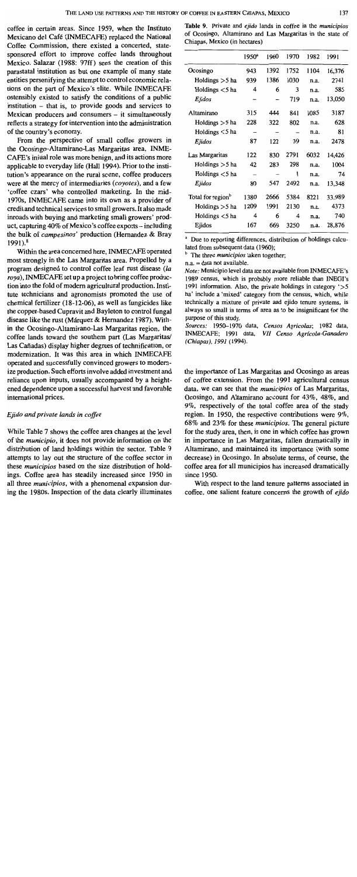coffee in certain areas. Since 1959, when the Instituto Mexicano del Café (INMECAFE) replaced the National Coffee Commission, there existed a concerted, state-sponsored effort to improve coffee lands throughout Mexico. Salazar (1988: 97ff) sees the creation of this parastatal institution as but one example of many state entities personifying the attempt to control economic relations on the part of Mexico's elite. While INMECAFE ostensibly existed to satisfy the conditions of a public institution – that is, to provide goods and services to Mexican producers and consumers – it simultaneously reflects a strategy for intervention into the administration of the country's economy.

From the perspective of small coffee growers in the Ocosingo-Altamirano-Las Margaritas area, INMECAFE's initial role was more benign, and its actions more applicable to everyday life (Hall 1994). Prior to the institution's appearance on the rural scene, coffee producers were at the mercy of intermediaries (*coyotes*), and a few 'coffee czars' who controlled marketing. In the mid-1970s, INMECAFE came into its own as a provider of credit and technical services to small growers. It also made inroads with buying and marketing small growers' product, capturing 40% of Mexico's coffee exports – including the bulk of *campesinos'* production (Hernandez & Bray 1991).[8]

Within the area concerned here, INMECAFE operated most strongly in the Las Margaritas area. Propelled by a program designed to control coffee leaf rust disease (*la roya*), INMECAFE set up a project to bring coffee production into the fold of modern agricultural production. Institute technicians and agronomists promoted the use of chemical fertilizer (18-12-06), as well as fungicides like the copper-based Cupravit and Bayleton to control fungal disease like the rust (Márquez & Hernandez 1987). Within the Ocosingo-Altamirano-Las Margaritas region, the coffee lands toward the southern part (Las Margaritas/Las Cañadas) display higher degrees of technification, or modernization. It was this area in which INMECAFE operated and successfully convinced growers to modernize production. Such efforts involve added investment and reliance upon inputs, usually accompanied by a heightened dependence upon a successful harvest and favorable international prices.

## *Ejido and private lands in coffee*

While Table 7 shows the coffee area changes at the level of the *municipio*, it does not provide information on the distribution of land holdings within the sector. Table 9 attempts to lay out the structure of the coffee sector in these *municipios* based on the size distribution of holdings. Coffee area has steadily increased since 1950 in all three *municipios*, with a phenomenal expansion during the 1980s. Inspection of the data clearly illuminates the importance of Las Margaritas and Ocosingo as areas of coffee extension. From the 1991 agricultural census data, we can see that the *municipios* of Las Margaritas, Ocosingo, and Altamirano account for 43%, 48%, and 9%, respectively of the total coffee area of the study region. In 1950, the respective contributions were 9%, 68% and 23% for these *municipios*. The general picture for the study area, then, is one in which coffee has grown in importance in Las Margaritas, fallen dramatically in Altamirano, and maintained its importance (with some decrease) in Ocosingo. In absolute terms, of course, the coffee area for all municipios has increased dramatically since 1950.

With respect to the land tenure patterns associated in coffee, one salient feature concerns the growth of *ejido*

**Table 9.** Private and *ejido* lands in coffee in the *municipios* of Ocosingo, Altamirano and Las Margaritas in the state of Chiapas, Mexico (in hectares)

| | 1950[a] | 1960 | 1970 | 1982 | 1991 |
|---|---|---|---|---|---|
| Ocosingo | 943 | 1392 | 1752 | 1104 | 16,376 |
| Holdings >5 ha | 939 | 1386 | 1030 | n.a. | 2741 |
| Holdings <5 ha | 4 | 6 | 3 | n.a. | 585 |
| *Ejidos* | – | – | 719 | n.a. | 13,050 |
| Altamirano | 315 | 444 | 841 | 1085 | 3187 |
| Holdings >5 ha | 228 | 322 | 802 | n.a. | 628 |
| Holdings <5 ha | – | – | – | n.a. | 81 |
| *Ejidos* | 87 | 122 | 39 | n.a. | 2478 |
| Las Margaritas | 122 | 830 | 2791 | 6032 | 14,426 |
| Holdings >5 ha | 42 | 283 | 298 | n.a. | 1004 |
| Holdings <5 ha | – | – | 1 | n.a. | 74 |
| *Ejidos* | 80 | 547 | 2492 | n.a. | 13,348 |
| Total for region[b] | 1380 | 2666 | 5384 | 8221 | 33,989 |
| Holdings >5 ha | 1209 | 1991 | 2130 | n.a. | 4373 |
| Holdings <5 ha | 4 | 6 | 4 | n.a. | 740 |
| Ejidos | 167 | 669 | 3250 | n.a. | 28,876 |

[a] Due to reporting differences, distribution of holdings calculated from subsequent data (1960);
[b] The three *municipios* taken together;
n.a. = data not available.
*Note:* Municipio level data are not available from INMECAFE's 1989 census, which is probably more reliable than INEGI's 1991 information. Also, the private holdings in category '>5 ha' include a 'mixed' category from the census, which, while technically a mixture of private and ejido tenure systems, is always so small in terms of area as to be insignificant for the purpose of this study.
*Sources:* 1950–1970 data, *Censos Agricolas*; 1982 data, INMECAFE; 1991 data, *VII Censo Agrícola-Ganadero (Chiapas), 1991* (1994).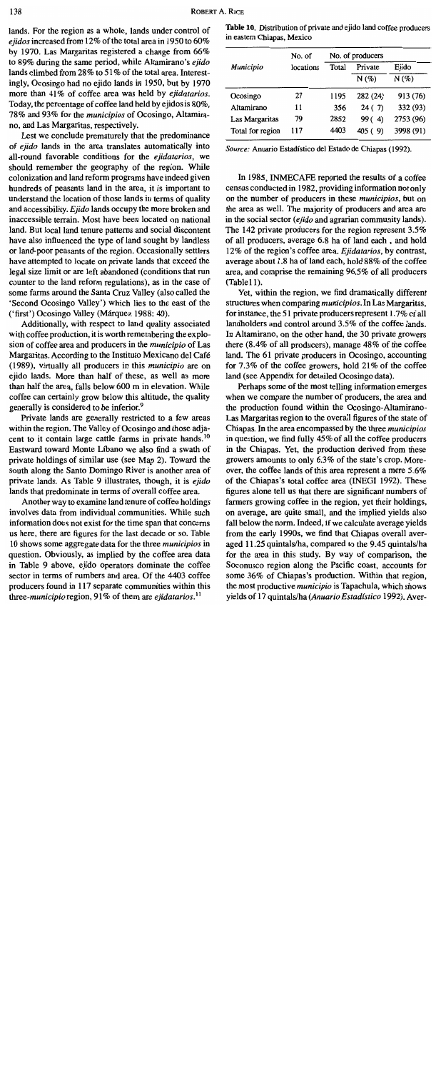lands. For the region as a whole, lands under control of *ejidos* increased from 12% of the total area in 1950 to 60% by 1970. Las Margaritas registered a change from 66% to 89% during the same period, while Altamirano's *ejido* lands climbed from 28% to 51% of the total area. Interestingly, Ocosingo had no ejido lands in 1950, but by 1970 more than 41% of coffee area was held by *ejidatarios*. Today, the percentage of coffee land held by ejidos is 80%, 78% and 93% for the *municipios* of Ocosingo, Altamirano, and Las Margaritas, respectively.

Lest we conclude prematurely that the predominance of *ejido* lands in the area translates automatically into all-round favorable conditions for the *ejidatarios*, we should remember the geography of the region. While colonization and land reform programs have indeed given hundreds of peasants land in the area, it is important to understand the location of those lands in terms of quality and accessibility. *Ejido* lands occupy the more broken and inaccessible terrain. Most have been located on national land. But local land tenure patterns and social discontent have also influenced the type of land sought by landless or land-poor peasants of the region. Occasionally settlers have attempted to locate on private lands that exceed the legal size limit or are left abandoned (conditions that run counter to the land reform regulations), as in the case of some farms around the Santa Cruz Valley (also called the 'Second Ocosingo Valley') which lies to the east of the ('first') Ocosingo Valley (Márquez 1988: 40).

Additionally, with respect to land quality associated with coffee production, it is worth remembering the explosion of coffee area and producers in the *municipio* of Las Margaritas. According to the Instituto Mexicano del Café (1989), virtually all producers in this *municipio* are on ejido lands. More than half of these, as well as more than half the area, falls below 600 m in elevation. While coffee can certainly grow below this altitude, the quality generally is considered to be inferior.[9]

Private lands are generally restricted to a few areas within the region. The Valley of Ocosingo and those adjacent to it contain large cattle farms in private hands.[10] Eastward toward Monte Líbano we also find a swath of private holdings of similar use (see Map 2). Toward the south along the Santo Domingo River is another area of private lands. As Table 9 illustrates, though, it is *ejido* lands that predominate in terms of overall coffee area.

Another way to examine land tenure of coffee holdings involves data from individual communities. While such information does not exist for the time span that concerns us here, there are figures for the last decade or so. Table 10 shows some aggregate data for the three *municipios* in question. Obviously, as implied by the coffee area data in Table 9 above, ejido operators dominate the coffee sector in terms of numbers and area. Of the 4403 coffee producers found in 117 separate communities within this three-*municipio* region, 91% of them are *ejidatarios*.[11]

**Table 10.** Distribution of private and ejido land coffee producers in eastern Chiapas, Mexico

| *Municipio* | No. of locations | No. of producers | | |
|---|---|---|---|---|
| | | Total | Private N (%) | Ejido N (%) |
| Ocosingo | 27 | 1195 | 282 (24) | 913 (76) |
| Altamirano | 11 | 356 | 24 (7) | 332 (93) |
| Las Margaritas | 79 | 2852 | 99 (4) | 2753 (96) |
| Total for region | 117 | 4403 | 405 (9) | 3998 (91) |

*Source:* Anuario Estadístico del Estado de Chiapas (1992).

In 1985, INMECAFE reported the results of a coffee census conducted in 1982, providing information not only on the number of producers in these *municipios*, but on the area as well. The majority of producers and area are in the social sector (*ejido* and agrarian community lands). The 142 private producers for the region represent 3.5% of all producers, average 6.8 ha of land each, and hold 12% of the region's coffee area. *Ejidatarios*, by contrast, average about 1.8 ha of land each, hold 88% of the coffee area, and comprise the remaining 96.5% of all producers (Table 11).

Yet, within the region, we find dramatically different structures when comparing *municipios*. In Las Margaritas, for instance, the 51 private producers represent 1.7% of all landholders and control around 3.5% of the coffee lands. In Altamirano, on the other hand, the 30 private growers there (8.4% of all producers), manage 48% of the coffee land. The 61 private producers in Ocosingo, accounting for 7.3% of the coffee growers, hold 21% of the coffee land (see Appendix for detailed Ocosingo data).

Perhaps some of the most telling information emerges when we compare the number of producers, the area and the production found within the Ocosingo-Altamirano-Las Margaritas region to the overall figures of the state of Chiapas. In the area encompassed by the three *municipios* in question, we find fully 45% of all the coffee producers in the Chiapas. Yet, the production derived from these growers amounts to only 6.3% of the state's crop. Moreover, the coffee lands of this area represent a mere 5.6% of the Chiapas's total coffee area (INEGI 1992). These figures alone tell us that there are significant numbers of farmers growing coffee in the region, yet their holdings, on average, are quite small, and the implied yields also fall below the norm. Indeed, if we calculate average yields from the early 1990s, we find that Chiapas overall averaged 11.25 quintals/ha, compared to the 9.45 quintals/ha for the area in this study. By way of comparison, the Soconusco region along the Pacific coast, accounts for some 36% of Chiapas's production. Within that region, the most productive *municipio* is Tapachula, which shows yields of 17 quintals/ha (*Anuario Estadístico* 1992). Aver-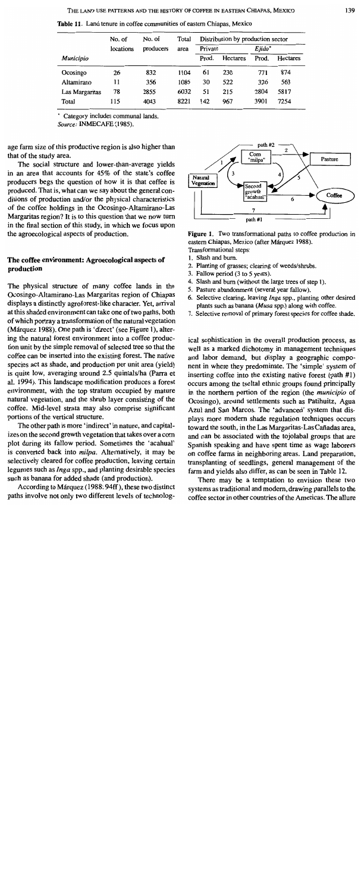**Table 11.** Land tenure in coffee communities of eastern Chiapas, Mexico

| *Municipio* | No. of locations | No. of producers | Total area | Distribution by production sector | | | |
|---|---|---|---|---|---|---|---|
| | | | | Private | | *Ejido*\* | |
| | | | | Prod. | Hectares | Prod. | Hectares |
| Ocosingo | 26 | 832 | 1104 | 61 | 230 | 771 | 874 |
| Altamirano | 11 | 356 | 1085 | 30 | 522 | 326 | 563 |
| Las Margaritas | 78 | 2855 | 6032 | 51 | 215 | 2804 | 5817 |
| Total | 115 | 4043 | 8221 | 142 | 967 | 3901 | 7254 |

\* Category includes communal lands.
*Source:* INMECAFE (1985).

age farm size of this productive region is also higher than that of the study area.

The social structure and lower-than-average yields in an area that accounts for 45% of the state's coffee producers begs the question of how it is that coffee is produced. That is, what can we say about the general conditions of production and/or the physical characteristics of the coffee holdings in the Ocosingo-Altamirano-Las Margaritas region? It is to this question that we now turn in the final section of this study, in which we focus upon the agroecological aspects of production.

## The coffee environment: Agroecological aspects of production

The physical structure of many coffee lands in the Ocosingo-Altamirano-Las Margaritas region of Chiapas displays a distinctly agroforest-like character. Yet, arrival at this shaded environment can take one of two paths, both of which portray a transformation of the natural vegetation (Márquez 1988). One path is 'direct' (see Figure 1), altering the natural forest environment into a coffee production unit by the simple removal of selected tree so that the coffee can be inserted into the existing forest. The native species act as shade, and production per unit area (yield) is quite low, averaging around 2.5 quintals/ha (Parra et al. 1994). This landscape modification produces a forest environment, with the top stratum occupied by mature natural vegetation, and the shrub layer consisting of the coffee. Mid-level strata may also comprise significant portions of the vertical structure.

The other path is more 'indirect' in nature, and capitalizes on the second growth vegetation that takes over a corn plot during its fallow period. Sometimes the 'acahual' is converted back into *milpa*. Alternatively, it may be selectively cleared for coffee production, leaving certain legumes such as *Inga* spp., and planting desirable species such as banana for added shade (and production).

According to Márquez (1988: 94ff), these two distinct paths involve not only two different levels of technological sophistication in the overall production process, as well as a marked dichotomy in management techniques and labor demand, but display a geographic component in where they predominate. The 'simple' system of inserting coffee into the existing native forest (path #1) occurs among the tseltal ethnic groups found principally in the northern portion of the region (the *municipio* of Ocosingo), around settlements such as Patihuitz, Agua Azul and San Marcos. The 'advanced' system that displays more modern shade regulation techniques occurs toward the south, in the Las Margaritas-Las Cañadas area, and can be associated with the tojolabal groups that are Spanish speaking and have spent time as wage laborers on coffee farms in neighboring areas. Land preparation, transplanting of seedlings, general management of the farm and yields also differ, as can be seen in Table 12.

There may be a temptation to envision these two systems as traditional and modern, drawing parallels to the coffee sector in other countries of the Americas. The allure

**Figure 1.** Two transformational paths to coffee production in eastern Chiapas, Mexico (after Márquez 1988).
Transformational steps:
1. Slash and burn.
2. Planting of grasses; clearing of weeds/shrubs.
3. Fallow period (3 to 5 years).
4. Slash and burn (without the large trees of step 1).
5. Pasture abandonment (several year fallow).
6. Selective clearing, leaving *Inga* spp., planting other desired plants such as banana (*Musa* spp.) along with coffee.
7. Selective removal of primary forest species for coffee shade.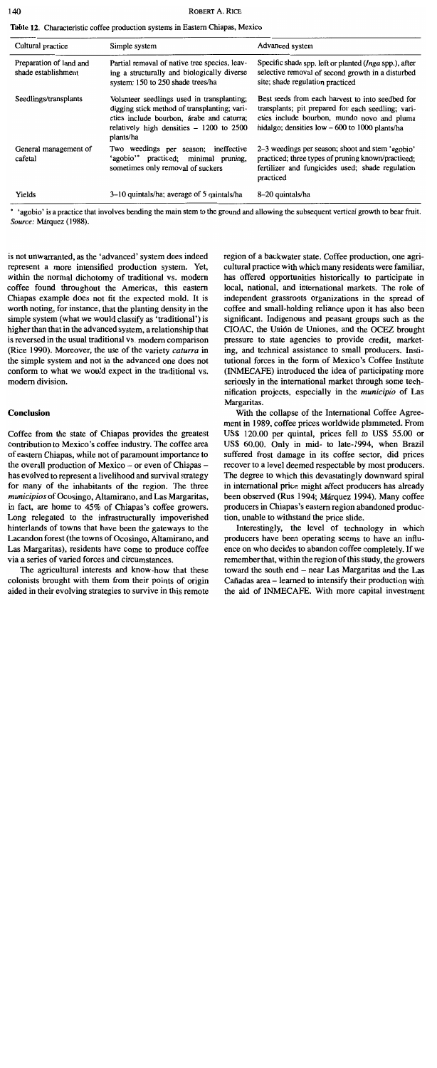**Table 12.** Characteristic coffee production systems in Eastern Chiapas, Mexico

| Cultural practice | Simple system | Advanced system |
|---|---|---|
| Preparation of land and shade establishment | Partial removal of native tree species, leaving a structurally and biologically diverse system: 150 to 250 shade trees/ha | Specific shade spp. left or planted (*Inga* spp.), after selective removal of second growth in a disturbed site; shade regulation practiced |
| Seedlings/transplants | Volunteer seedlings used in transplanting; digging stick method of transplanting; varieties include bourbon, árabe and caturra; relatively high densities – 1200 to 2500 plants/ha | Best seeds from each harvest to into seedbed for transplants; pit prepared for each seedling; varieties include bourbon, mundo novo and pluma hidalgo; densities low – 600 to 1000 plants/ha |
| General management of cafetal | Two weedings per season; ineffective 'agobio'* practiced; minimal pruning, sometimes only removal of suckers | 2–3 weedings per season; shoot and stem 'agobio' practiced; three types of pruning known/practiced; fertilizer and fungicides used; shade regulation practiced |
| Yields | 3–10 quintals/ha; average of 5 quintals/ha | 8–20 quintals/ha |

\* 'agobio' is a practice that involves bending the main stem to the ground and allowing the subsequent vertical growth to bear fruit.
*Source:* Márquez (1988).

is not unwarranted, as the 'advanced' system does indeed represent a more intensified production system. Yet, within the normal dichotomy of traditional vs. modern coffee found throughout the Americas, this eastern Chiapas example does not fit the expected mold. It is worth noting, for instance, that the planting density in the simple system (what we would classify as 'traditional') is higher than that in the advanced system, a relationship that is reversed in the usual traditional vs. modern comparison (Rice 1990). Moreover, the use of the variety *caturra* in the simple system and not in the advanced one does not conform to what we would expect in the traditional vs. modern division.

## Conclusion

Coffee from the state of Chiapas provides the greatest contribution to Mexico's coffee industry. The coffee area of eastern Chiapas, while not of paramount importance to the overall production of Mexico – or even of Chiapas – has evolved to represent a livelihood and survival strategy for many of the inhabitants of the region. The three *municipios* of Ocosingo, Altamirano, and Las Margaritas, in fact, are home to 45% of Chiapas's coffee growers. Long relegated to the infrastructurally impoverished hinterlands of towns that have been the gateways to the Lacandon forest (the towns of Ocosingo, Altamirano, and Las Margaritas), residents have come to produce coffee via a series of varied forces and circumstances.

The agricultural interests and know-how that these colonists brought with them from their points of origin aided in their evolving strategies to survive in this remote region of a backwater state. Coffee production, one agricultural practice with which many residents were familiar, has offered opportunities historically to participate in local, national, and international markets. The role of independent grassroots organizations in the spread of coffee and small-holding reliance upon it has also been significant. Indigenous and peasant groups such as the CIOAC, the Unión de Uniones, and the OCEZ brought pressure to state agencies to provide credit, marketing, and technical assistance to small producers. Institutional forces in the form of Mexico's Coffee Institute (INMECAFE) introduced the idea of participating more seriously in the international market through some technification projects, especially in the *municipio* of Las Margaritas.

With the collapse of the International Coffee Agreement in 1989, coffee prices worldwide plummeted. From US$ 120.00 per quintal, prices fell to US$ 55.00 or US$ 60.00. Only in mid- to late-1994, when Brazil suffered frost damage in its coffee sector, did prices recover to a level deemed respectable by most producers. The degree to which this devastatingly downward spiral in international price might affect producers has already been observed (Rus 1994; Márquez 1994). Many coffee producers in Chiapas's eastern region abandoned production, unable to withstand the price slide.

Interestingly, the level of technology in which producers have been operating seems to have an influence on who decides to abandon coffee completely. If we remember that, within the region of this study, the growers toward the south end – near Las Margaritas and the Las Cañadas area – learned to intensify their production with the aid of INMECAFE. With more capital investment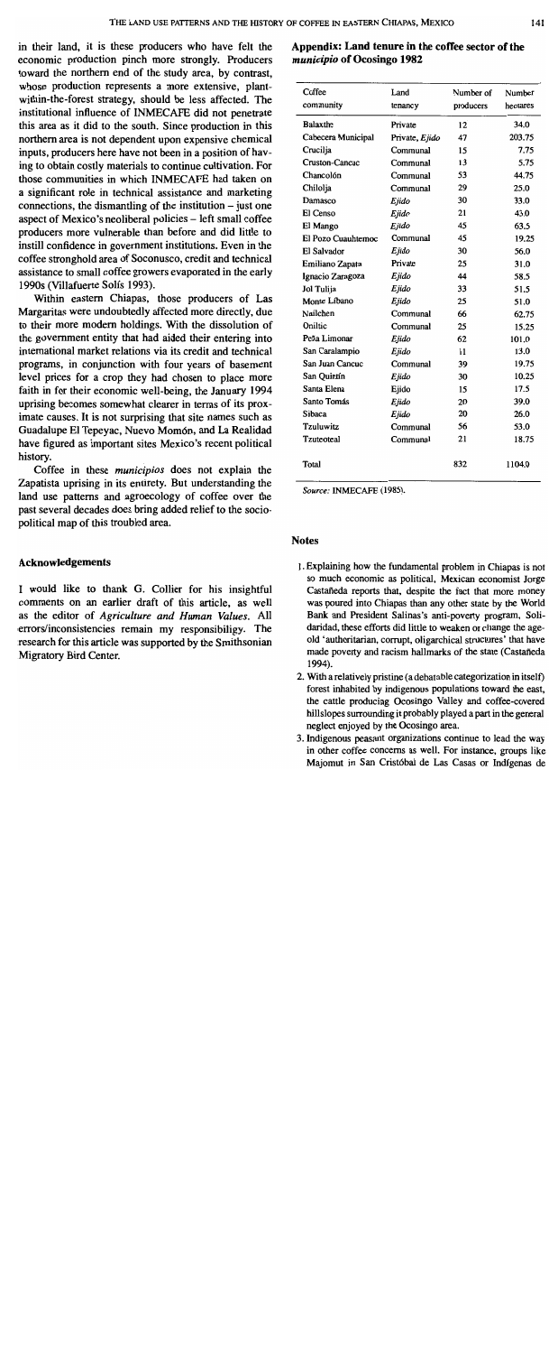in their land, it is these producers who have felt the economic production pinch more strongly. Producers toward the northern end of the study area, by contrast, whose production represents a more extensive, plant-within-the-forest strategy, should be less affected. The institutional influence of INMECAFE did not penetrate this area as it did to the south. Since production in this northern area is not dependent upon expensive chemical inputs, producers here have not been in a position of having to obtain costly materials to continue cultivation. For those communities in which INMECAFE had taken on a significant role in technical assistance and marketing connections, the dismantling of the institution – just one aspect of Mexico's neoliberal policies – left small coffee producers more vulnerable than before and did little to instill confidence in government institutions. Even in the coffee stronghold area of Soconusco, credit and technical assistance to small coffee growers evaporated in the early 1990s (Villafuerte Solís 1993).

Within eastern Chiapas, those producers of Las Margaritas were undoubtedly affected more directly, due to their more modern holdings. With the dissolution of the government entity that had aided their entering into international market relations via its credit and technical programs, in conjunction with four years of basement level prices for a crop they had chosen to place more faith in for their economic well-being, the January 1994 uprising becomes somewhat clearer in terms of its proximate causes. It is not surprising that site names such as Guadalupe El Tepeyac, Nuevo Momón, and La Realidad have figured as important sites Mexico's recent political history.

Coffee in these *municipios* does not explain the Zapatista uprising in its entirety. But understanding the land use patterns and agroecology of coffee over the past several decades does bring added relief to the socio-political map of this troubled area.

## Acknowledgements

I would like to thank G. Collier for his insightful comments on an earlier draft of this article, as well as the editor of *Agriculture and Human Values*. All errors/inconsistencies remain my responsibiligy. The research for this article was supported by the Smithsonian Migratory Bird Center.

## Appendix: Land tenure in the coffee sector of the *municipio* of Ocosingo 1982

| Coffee community | Land tenancy | Number of producers | Number hectares |
|---|---|---|---|
| Balaxthe | Private | 12 | 34.0 |
| Cabecera Municipal | Private, *Ejido* | 47 | 203.75 |
| Crucilja | Communal | 15 | 7.75 |
| Cruston-Cancac | Communal | 13 | 5.75 |
| Chancolón | Communal | 53 | 44.75 |
| Chilolja | Communal | 29 | 25.0 |
| Damasco | *Ejido* | 30 | 33.0 |
| El Censo | *Ejido* | 21 | 43.0 |
| El Mango | *Ejido* | 45 | 63.5 |
| El Pozo Cuauhtemoc | Communal | 45 | 19.25 |
| El Salvador | *Ejido* | 30 | 56.0 |
| Emiliano Zapata | Private | 25 | 31.0 |
| Ignacio Zaragoza | *Ejido* | 44 | 58.5 |
| Jol Tulija | *Ejido* | 33 | 51.5 |
| Monte Líbano | *Ejido* | 25 | 51.0 |
| Nailchen | Communal | 66 | 62.75 |
| Oniltic | Communal | 25 | 15.25 |
| Peña Limonar | *Ejido* | 62 | 101.0 |
| San Caralampio | *Ejido* | 11 | 13.0 |
| San Juan Cancuc | Communal | 39 | 19.75 |
| San Quintín | *Ejido* | 30 | 10.25 |
| Santa Elena | Ejido | 15 | 17.5 |
| Santo Tomás | *Ejido* | 20 | 39.0 |
| Sibaca | *Ejido* | 20 | 26.0 |
| Tzuluwitz | Communal | 56 | 53.0 |
| Tzuteoteal | Communal | 21 | 18.75 |
| Total | | 832 | 1104.0 |

*Source:* INMECAFE (1985).

## Notes

1. Explaining how the fundamental problem in Chiapas is not so much economic as political, Mexican economist Jorge Castañeda reports that, despite the fact that more money was poured into Chiapas than any other state by the World Bank and President Salinas's anti-poverty program, Solidaridad, these efforts did little to weaken or change the age-old 'authoritarian, corrupt, oligarchical structures' that have made poverty and racism hallmarks of the state (Castañeda 1994).
2. With a relatively pristine (a debatable categorization in itself) forest inhabited by indigenous populations toward the east, the cattle producing Ocosingo Valley and coffee-covered hillslopes surrounding it probably played a part in the general neglect enjoyed by the Ocosingo area.
3. Indigenous peasant organizations continue to lead the way in other coffee concerns as well. For instance, groups like Majomut in San Cristóbal de Las Casas or Indígenas de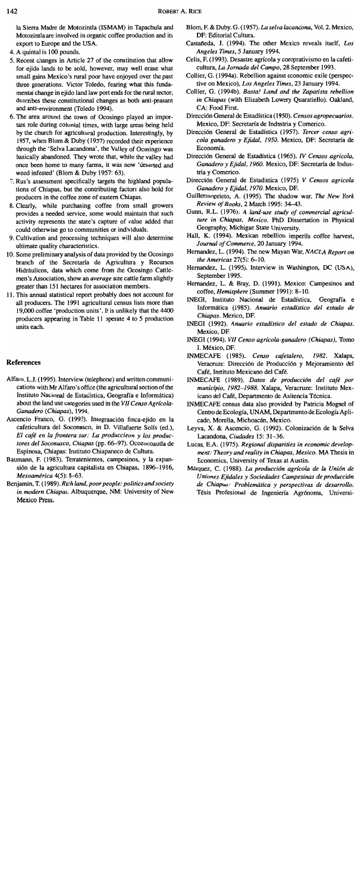la Sierra Madre de Motozintla (ISMAM) in Tapachula and Motozintla are involved in organic coffee production and its export to Europe and the USA.

4. A quintal is 100 pounds.
5. Recent changes in Article 27 of the constitution that allow for ejido lands to be sold, however, may well erase what small gains Mexico's rural poor have enjoyed over the past three generations. Victor Toledo, fearing what this fundamental change in ejido land law portends for the rural sector, describes these constitutional changes as both anti-peasant and anti-environment (Toledo 1994).
6. The area around the town of Ocosingo played an important role during colonial times, with large areas being held by the church for agricultural production. Interestingly, by 1957, when Blom & Duby (1957) recorded their experience through the 'Selva Lacandona', the Valley of Ocosingo was basically abandoned. They wrote that, while the valley had once been home to many farms, it was now 'deserted and weed infested' (Blom & Duby 1957: 63).
7. Rus's assessment specifically targets the highland populations of Chiapas, but the contributing factors also hold for producers in the coffee zone of eastern Chiapas.
8. Clearly, while purchasing coffee from small growers provides a needed service, some would maintain that such activity represents the state's capture of value added that could otherwise go to communities or individuals.
9. Cultivation and processing techniques will also determine ultimate quality characteristics.
10. Some preliminary analysis of data provided by the Ocosingo branch of the Secretaría de Agricultura y Recursos Hidráulicos, data which come from the Ocosingo Cattlemen's Association, show an *average* size cattle farm slightly greater than 151 hectares for association members.
11. This annual statistical report probably does not account for all producers. The 1991 agricultural census lists more than 19,000 coffee 'production units'. It is unlikely that the 4400 producers appearing in Table 11 operate 4 to 5 production units each.

## References

Alfaro, L.J. (1995). Interview (telephone) and written communications with Mr Alfaro's office (the agricultural section of the Instituto Nacional de Estadística, Geografía e Informática) about the land use categories used in the *VII Censo Agrícola-Ganadero (Chiapas)*, 1994.

Ascencio Franco, G. (1993). Integraación finca-ejido en la cafeticultura del Soconusco, in D. Villafuerte Solís (ed.), *El café en la frontera sur: La produccieon y los productores del Soconusco, Chiapas* (pp. 66–97). Ocozocoautla de Espinosa, Chiapas: Instituto Chiapaneco de Cultura.

Baumann, F. (1983). Terratenientes, campesinos, y la expansión de la agricultura capitalista en Chiapas, 1896–1916, *Mesoamérica* 4(5): 8–63.

Benjamin, T. (1989). *Rich land, poor people: politics and society in modern Chiapas*. Albuquerque, NM: University of New Mexico Press.

Blom, F. & Duby. G. (1957). *La selva lacandona*, Vol. 2. Mexico, DF: Editorial Cultura.

Castañeda, J. (1994). The other Mexico reveals itself, *Los Angeles Times*, 5 January 1994.

Celis, F. (1993). Desastre agrícola y corporativismo en la cafeticultura, *La Jornada del Campo*, 28 September 1993.

Collier, G. (1994a). Rebellion against economic exile (perspective on Mexico), *Los Angeles Times*, 23 January 1994.

Collier, G. (1994b). *Basta! Land and the Zapatista rebellion in Chiapas* (with Elizabeth Lowery Quaratiello). Oakland, CA: Food First.

Dirección General de Estadística (1950). *Censos agropecuarios*. Mexico, DF: Secretaría de Industria y Comerico.

Dirección General de Estadística (1957). *Tercer censo agrícola ganadero y Ejidal, 1950*. Mexico, DF: Secretaría de Economía.

Dirección General de Estadística (1965). *IV Censos agrícola, Ganadero y Ejidal, 1960*. Mexico, DF: Secretaría de Industria y Comerico.

Dirección General de Estadística (1975) *V Censos agricola Ganadero y Ejidal, 1970*. Mexico, DF.

Guillermoprieto, A. (1995). The shadow war. *The New York Review of Books*, 2 March 1995: 34–43.

Gunn, R.L. (1976). *A land-use study of commercial agriculture in Chiapas, Mexico*. PhD Dissertation in Physical Geography, Michigan State University.

Hall, K. (1994). Mexican rebellion imperils coffee harvest, *Journal of Commerce*, 20 January 1994.

Hernandez, L. (1994). The new Mayan War, *NACLA Report on the Americas* 27(5): 6–10.

Hernandez, L. (1995). Interview in Washington, DC (USA), September 1995.

Hernandez, L. & Bray, D. (1991). Mexico: Campesinos and coffee, *Hemisphere* (Summer 1991): 8–10.

INEGI, Instituto Nacional de Estadística, Geografía e Informática (1985). *Anuario estadístico del estado de Chiapas*. Mexico, DF.

INEGI (1992). *Anuario estadístico del estado de Chiapas*. Mexico, DF.

INEGI (1994). *VII Censo agrícola-ganadero (Chiapas)*, Tomo I. México, DF.

INMECAFE (1985). *Censo cafetalero, 1982*. Xalapa, Veracruze: Dirección de Producción y Mejoramiento del Café, Instituto Mexicano del Café.

INMECAFE (1989). *Datos de producción del café por municipio, 1982–1988*. Xalapa, Veracruz: Instituto Mexicano del Café, Departmento de Asitencia Técnica.

INMECAFE census data also provided by Patricia Mogael of Centro de Ecología, UNAM, Departmento de Ecología Aplicade, Morelia, Michoacán, Mexico.

Leyva, X. & Ascencio, G. (1992). Colonización de la Selva Lacandona, *Ciudades* 15: 31–36.

Lucas, E.A. (1975). *Regional disparities in economic development: Theory and reality in Chiapas, Mexico*. MA Thesis in Economics, University of Texas at Austin.

Márquez, C. (1988). *La producción agrícola de la Unión de Uniones Ejidales y Sociedades Campesinas de producción de Chiapas: Problemática y perspectivas de desarrollo*. Tésis Profesional de Ingeniería Agrónoma, Universi-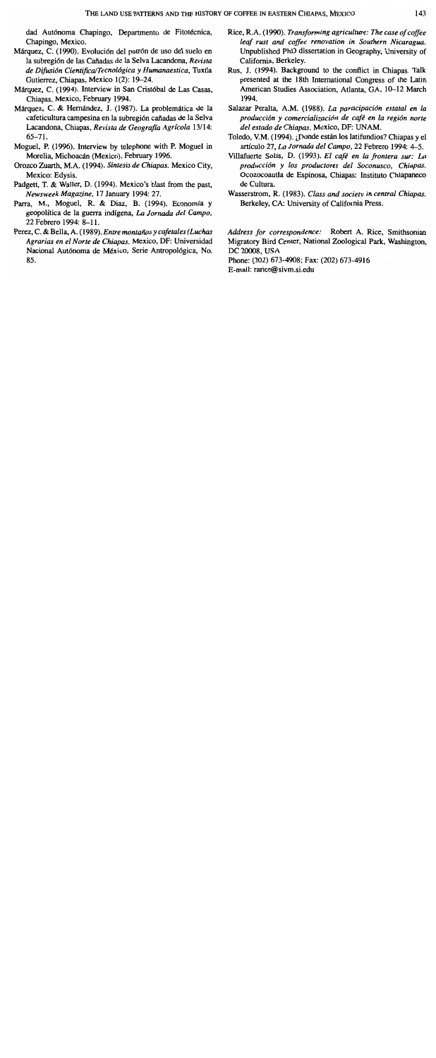dad Autónoma Chapingo, Departmento de Fitotécnica, Chapingo, Mexico.

Márquez, C. (1990). Evolución del patrón de uso del suelo en la subregión de las Cañadas de la Selva Lacandona, *Revista de Difusión Científica/Tecnológica y Humanaestica*, Tuxtla Gutierrez, Chiapas, Mexico 1(2): 19–24.

Márquez, C. (1994). Interview in San Cristóbal de Las Casas, Chiapas, Mexico, February 1994.

Márquez, C. & Hernández, J. (1987). La problemática de la cafeticultura campesina en la subregión cañadas de la Selva Lacandona, Chiapas, *Revista de Geografía Agrícola* 13/14: 65–71.

Moguel, P. (1996). Interview by telephone with P. Moguel in Morelia, Michoacán (Mexico), February 1996.

Orozco Zuarth, M.A. (1994). *Síntesis de Chiapas*. Mexico City, Mexico: Edysis.

Padgett, T. & Waller, D. (1994). Mexico's blast from the past, *Newsweek Magazine*, 17 January 1994: 27.

Parra, M., Moguel, R. & Diaz, B. (1994). Economía y geopolítica de la guerra indígena, *La Jornada del Campo*, 22 Febrero 1994: 8–11.

Perez, C. & Bella, A. (1989). *Entre montaños y cafetales (Luchas Agrarias en el Norte de Chiapas*. Mexico, DF: Universidad Nacional Autónoma de México, Serie Antropológica, No. 85.

Rice, R.A. (1990). *Transforming agriculture: The case of coffee leaf rust and coffee renovation in Southern Nicaragua*. Unpublished PhD dissertation in Geography, University of California, Berkeley.

Rus, J. (1994). Background to the conflict in Chiapas. Talk presented at the 18th International Congress of the Latin American Studies Association, Atlanta, GA, 10–12 March 1994.

Salazar Peralta, A.M. (1988). *La participación estatal en la producción y comercialización de café en la región norte del estado de Chiapas*. Mexico, DF: UNAM.

Toledo, V.M. (1994). ¿Donde están los latifundios? Chiapas y el artículo 27, *La Jornada del Campo*, 22 Febrero 1994: 4–5.

Villafuerte Solís, D. (1993). *El café en la frontera sur: La producción y los productores del Soconusco, Chiapas*. Ocozocoautla de Espinosa, Chiapas: Instituto Chiapaneco de Cultura.

Wasserstrom, R. (1983). *Class and society in central Chiapas*. Berkeley, CA: University of California Press.

*Address for correspondence:* Robert A. Rice, Smithsonian Migratory Bird Center, National Zoological Park, Washington, DC 20008, USA

Phone: (202) 673-4908; Fax: (202) 673-4916

E-mail: rarice@sivm.si.edu